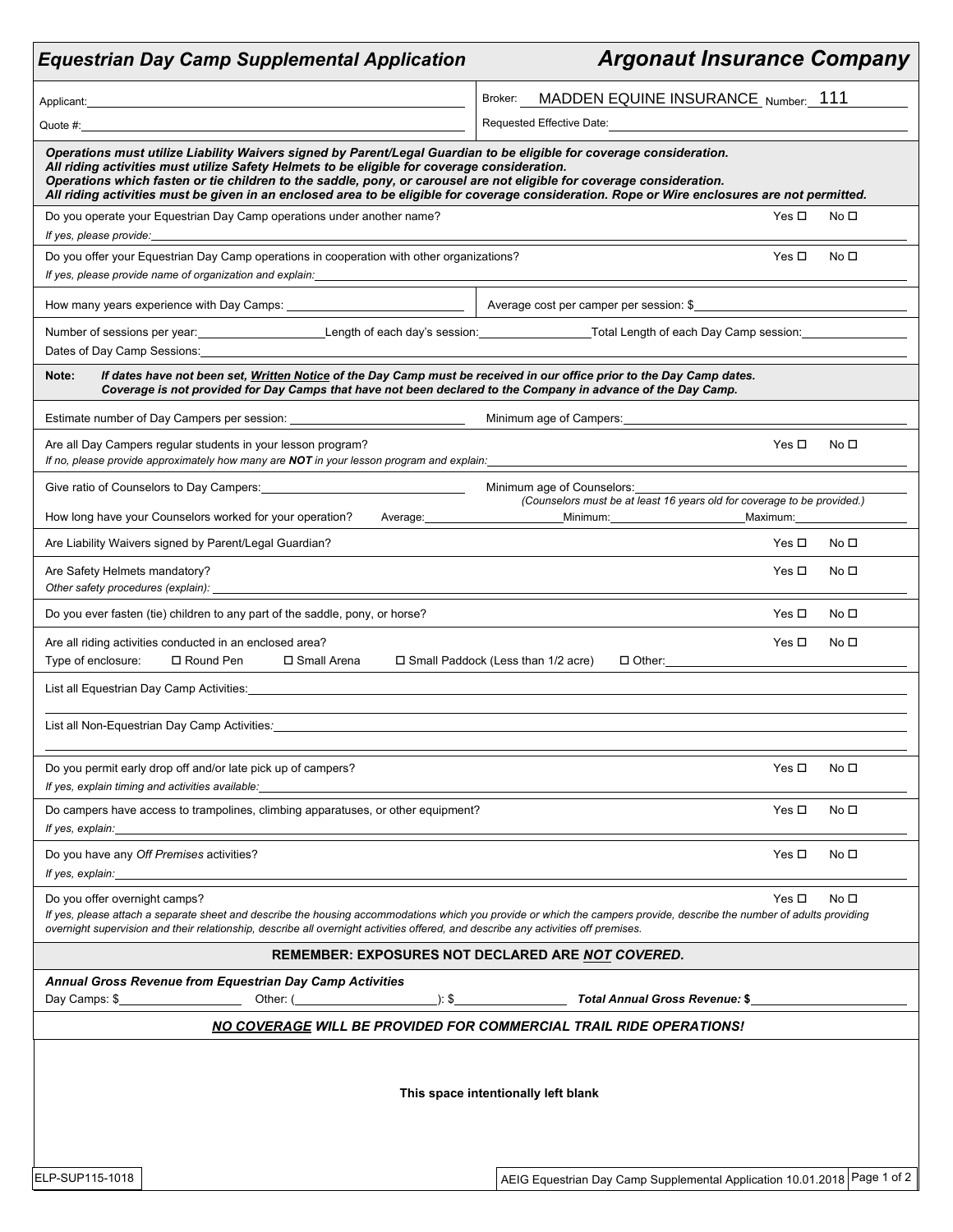# *Equestrian Day Camp Supplemental Application* — *Argonaut Insurance Company*

Applicant: ______________________________ Broker: MADDEN EQUINE INSURANCE Number: 111

Quote #: ______________________________ Requested Effective Date: ______________________________

***Operations must utilize Liability Waivers signed by Parent/Legal Guardian to be eligible for coverage consideration.***
***All riding activities must utilize Safety Helmets to be eligible for coverage consideration.***
***Operations which fasten or tie children to the saddle, pony, or carousel are not eligible for coverage consideration.***
***All riding activities must be given in an enclosed area to be eligible for coverage consideration. Rope or Wire enclosures are not permitted.***

Do you operate your Equestrian Day Camp operations under another name? Yes ☐ No ☐
*If yes, please provide:* ______________________________

Do you offer your Equestrian Day Camp operations in cooperation with other organizations? Yes ☐ No ☐
*If yes, please provide name of organization and explain:* ______________________________

How many years experience with Day Camps: ______________ Average cost per camper per session: $______________

Number of sessions per year: ______________ Length of each day's session: ______________ Total Length of each Day Camp session: ______________
Dates of Day Camp Sessions: ______________________________

**Note:** ***If dates have not been set, Written Notice of the Day Camp must be received in our office prior to the Day Camp dates. Coverage is not provided for Day Camps that have not been declared to the Company in advance of the Day Camp.***

Estimate number of Day Campers per session: ______________ Minimum age of Campers: ______________

Are all Day Campers regular students in your lesson program? Yes ☐ No ☐
*If no, please provide approximately how many are **NOT** in your lesson program and explain:* ______________________________

Give ratio of Counselors to Day Campers: ______________ Minimum age of Counselors: ______________
*(Counselors must be at least 16 years old for coverage to be provided.)*

How long have your Counselors worked for your operation? Average: ______________ Minimum: ______________ Maximum: ______________

Are Liability Waivers signed by Parent/Legal Guardian? Yes ☐ No ☐

Are Safety Helmets mandatory? Yes ☐ No ☐
*Other safety procedures (explain):* ______________________________

Do you ever fasten (tie) children to any part of the saddle, pony, or horse? Yes ☐ No ☐

Are all riding activities conducted in an enclosed area? Yes ☐ No ☐
Type of enclosure: ☐ Round Pen ☐ Small Arena ☐ Small Paddock (Less than 1/2 acre) ☐ Other: ______________

List all Equestrian Day Camp Activities: ______________________________

List all Non-Equestrian Day Camp Activities: ______________________________

Do you permit early drop off and/or late pick up of campers? Yes ☐ No ☐
*If yes, explain timing and activities available:* ______________________________

Do campers have access to trampolines, climbing apparatuses, or other equipment? Yes ☐ No ☐
*If yes, explain:* ______________________________

Do you have any *Off Premises* activities? Yes ☐ No ☐
*If yes, explain:* ______________________________

Do you offer overnight camps? Yes ☐ No ☐
*If yes, please attach a separate sheet and describe the housing accommodations which you provide or which the campers provide, describe the number of adults providing overnight supervision and their relationship, describe all overnight activities offered, and describe any activities off premises.*

**REMEMBER: EXPOSURES NOT DECLARED ARE *NOT* COVERED.**

***Annual Gross Revenue from Equestrian Day Camp Activities***
Day Camps: $______________ Other: (______________): $______________ ***Total Annual Gross Revenue: $***______________

***NO COVERAGE WILL BE PROVIDED FOR COMMERCIAL TRAIL RIDE OPERATIONS!***

**This space intentionally left blank**

ELP-SUP115-1018 — AEIG Equestrian Day Camp Supplemental Application 10.01.2018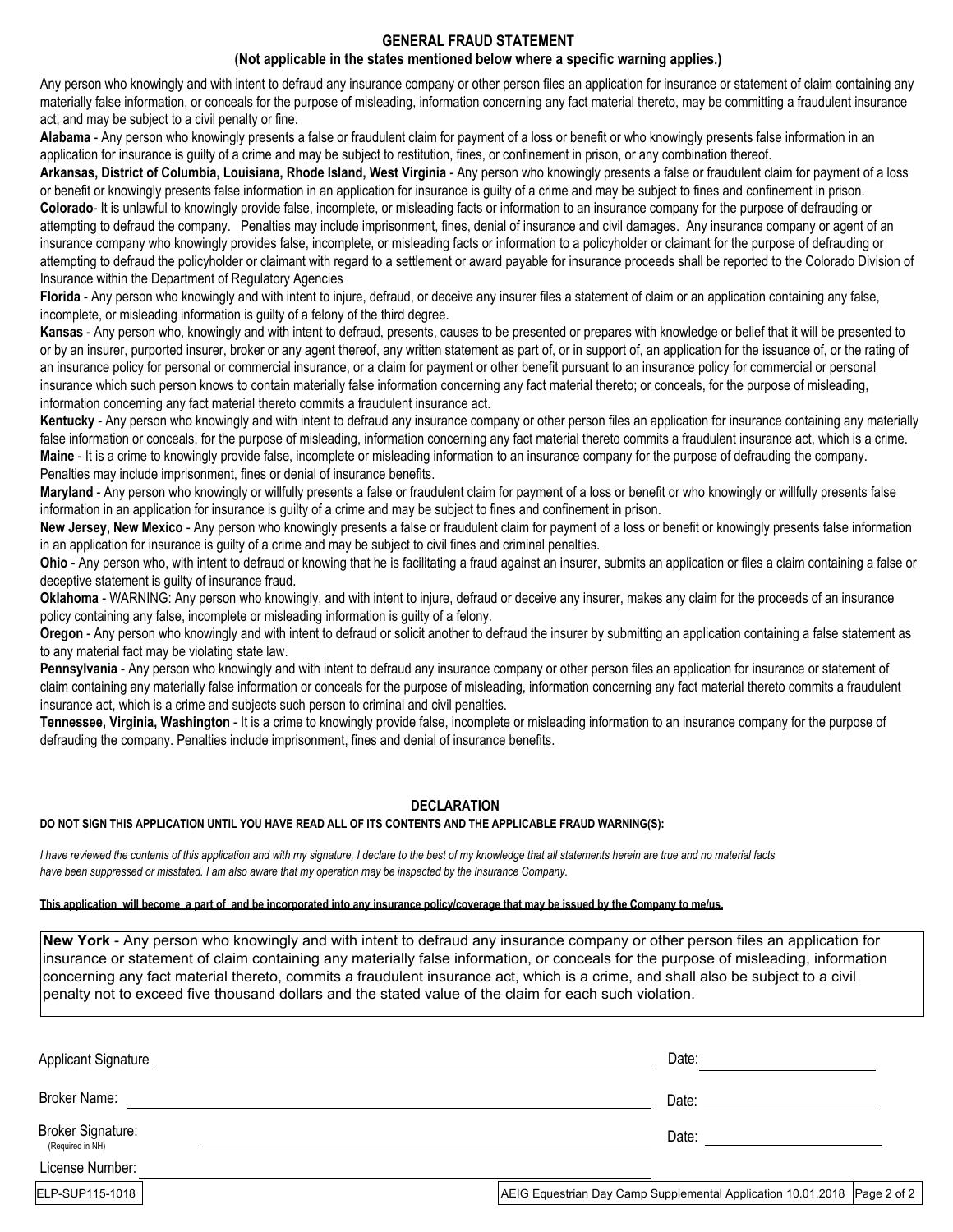## GENERAL FRAUD STATEMENT

**(Not applicable in the states mentioned below where a specific warning applies.)**

Any person who knowingly and with intent to defraud any insurance company or other person files an application for insurance or statement of claim containing any materially false information, or conceals for the purpose of misleading, information concerning any fact material thereto, may be committing a fraudulent insurance act, and may be subject to a civil penalty or fine.

**Alabama** - Any person who knowingly presents a false or fraudulent claim for payment of a loss or benefit or who knowingly presents false information in an application for insurance is guilty of a crime and may be subject to restitution, fines, or confinement in prison, or any combination thereof.

**Arkansas, District of Columbia, Louisiana, Rhode Island, West Virginia** - Any person who knowingly presents a false or fraudulent claim for payment of a loss or benefit or knowingly presents false information in an application for insurance is guilty of a crime and may be subject to fines and confinement in prison.

**Colorado**- It is unlawful to knowingly provide false, incomplete, or misleading facts or information to an insurance company for the purpose of defrauding or attempting to defraud the company. Penalties may include imprisonment, fines, denial of insurance and civil damages. Any insurance company or agent of an insurance company who knowingly provides false, incomplete, or misleading facts or information to a policyholder or claimant for the purpose of defrauding or attempting to defraud the policyholder or claimant with regard to a settlement or award payable for insurance proceeds shall be reported to the Colorado Division of Insurance within the Department of Regulatory Agencies

**Florida** - Any person who knowingly and with intent to injure, defraud, or deceive any insurer files a statement of claim or an application containing any false, incomplete, or misleading information is guilty of a felony of the third degree.

**Kansas** - Any person who, knowingly and with intent to defraud, presents, causes to be presented or prepares with knowledge or belief that it will be presented to or by an insurer, purported insurer, broker or any agent thereof, any written statement as part of, or in support of, an application for the issuance of, or the rating of an insurance policy for personal or commercial insurance, or a claim for payment or other benefit pursuant to an insurance policy for commercial or personal insurance which such person knows to contain materially false information concerning any fact material thereto; or conceals, for the purpose of misleading, information concerning any fact material thereto commits a fraudulent insurance act.

**Kentucky** - Any person who knowingly and with intent to defraud any insurance company or other person files an application for insurance containing any materially false information or conceals, for the purpose of misleading, information concerning any fact material thereto commits a fraudulent insurance act, which is a crime.

**Maine** - It is a crime to knowingly provide false, incomplete or misleading information to an insurance company for the purpose of defrauding the company. Penalties may include imprisonment, fines or denial of insurance benefits.

**Maryland** - Any person who knowingly or willfully presents a false or fraudulent claim for payment of a loss or benefit or who knowingly or willfully presents false information in an application for insurance is guilty of a crime and may be subject to fines and confinement in prison.

**New Jersey, New Mexico** - Any person who knowingly presents a false or fraudulent claim for payment of a loss or benefit or knowingly presents false information in an application for insurance is guilty of a crime and may be subject to civil fines and criminal penalties.

**Ohio** - Any person who, with intent to defraud or knowing that he is facilitating a fraud against an insurer, submits an application or files a claim containing a false or deceptive statement is guilty of insurance fraud.

**Oklahoma** - WARNING: Any person who knowingly, and with intent to injure, defraud or deceive any insurer, makes any claim for the proceeds of an insurance policy containing any false, incomplete or misleading information is guilty of a felony.

**Oregon** - Any person who knowingly and with intent to defraud or solicit another to defraud the insurer by submitting an application containing a false statement as to any material fact may be violating state law.

**Pennsylvania** - Any person who knowingly and with intent to defraud any insurance company or other person files an application for insurance or statement of claim containing any materially false information or conceals for the purpose of misleading, information concerning any fact material thereto commits a fraudulent insurance act, which is a crime and subjects such person to criminal and civil penalties.

**Tennessee, Virginia, Washington** - It is a crime to knowingly provide false, incomplete or misleading information to an insurance company for the purpose of defrauding the company. Penalties include imprisonment, fines and denial of insurance benefits.

## DECLARATION

**DO NOT SIGN THIS APPLICATION UNTIL YOU HAVE READ ALL OF ITS CONTENTS AND THE APPLICABLE FRAUD WARNING(S):**

*I have reviewed the contents of this application and with my signature, I declare to the best of my knowledge that all statements herein are true and no material facts have been suppressed or misstated. I am also aware that my operation may be inspected by the Insurance Company.*

**This application will become a part of and be incorporated into any insurance policy/coverage that may be issued by the Company to me/us.**

**New York** - Any person who knowingly and with intent to defraud any insurance company or other person files an application for insurance or statement of claim containing any materially false information, or conceals for the purpose of misleading, information concerning any fact material thereto, commits a fraudulent insurance act, which is a crime, and shall also be subject to a civil penalty not to exceed five thousand dollars and the stated value of the claim for each such violation.

Applicant Signature ______________________ Date: ______________

Broker Name: ______________________ Date: ______________

Broker Signature: (Required in NH) ______________________ Date: ______________

License Number: ______________________

ELP-SUP115-1018

AEIG Equestrian Day Camp Supplemental Application 10.01.2018